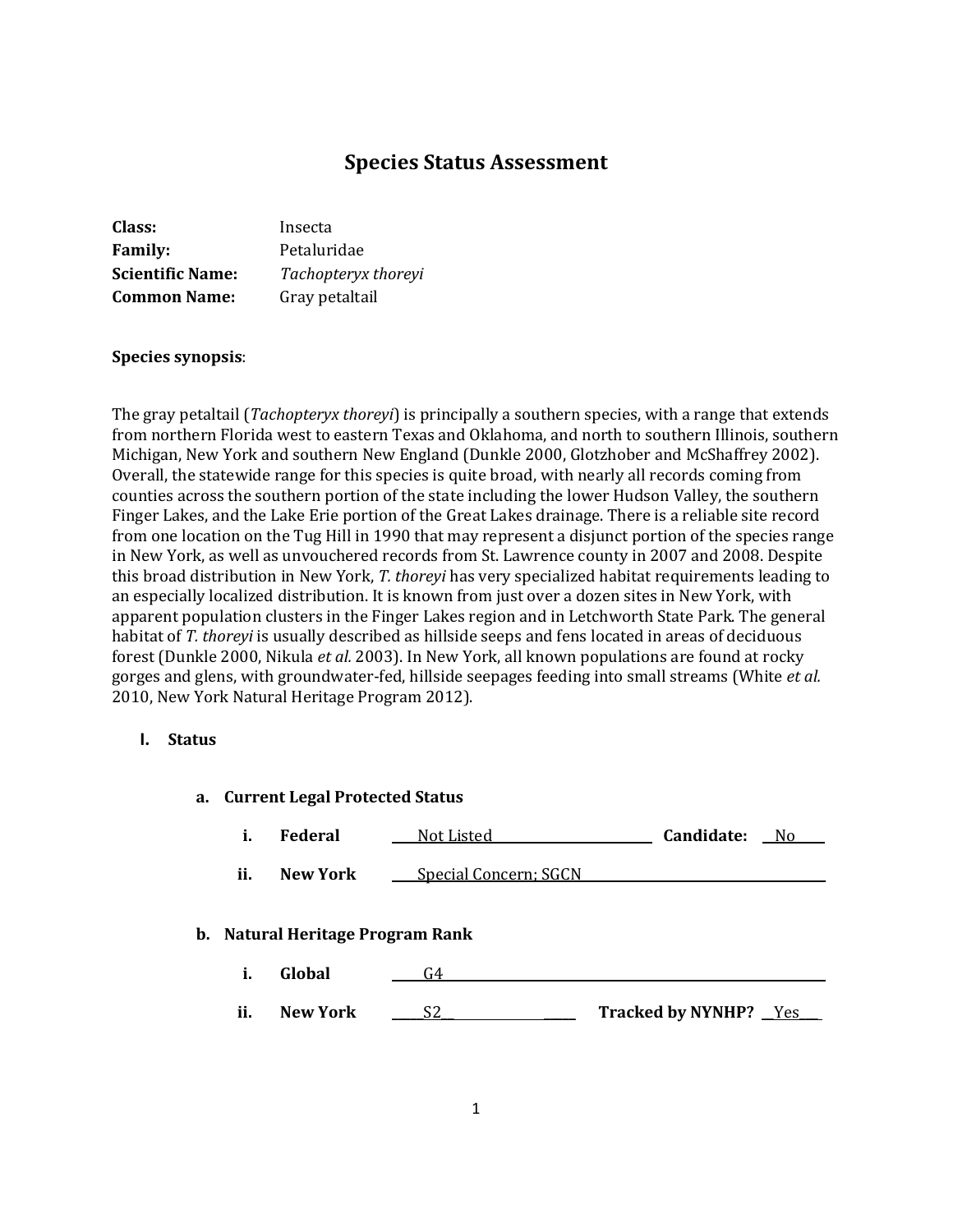# Species Status Assessment

**Class:** Insecta
**Family:** Petaluridae
**Scientific Name:** *Tachopteryx thoreyi*
**Common Name:** Gray petaltail

**Species synopsis**:

The gray petaltail (*Tachopteryx thoreyi*) is principally a southern species, with a range that extends from northern Florida west to eastern Texas and Oklahoma, and north to southern Illinois, southern Michigan, New York and southern New England (Dunkle 2000, Glotzhober and McShaffrey 2002). Overall, the statewide range for this species is quite broad, with nearly all records coming from counties across the southern portion of the state including the lower Hudson Valley, the southern Finger Lakes, and the Lake Erie portion of the Great Lakes drainage. There is a reliable site record from one location on the Tug Hill in 1990 that may represent a disjunct portion of the species range in New York, as well as unvouchered records from St. Lawrence county in 2007 and 2008. Despite this broad distribution in New York, *T. thoreyi* has very specialized habitat requirements leading to an especially localized distribution. It is known from just over a dozen sites in New York, with apparent population clusters in the Finger Lakes region and in Letchworth State Park. The general habitat of *T. thoreyi* is usually described as hillside seeps and fens located in areas of deciduous forest (Dunkle 2000, Nikula *et al.* 2003). In New York, all known populations are found at rocky gorges and glens, with groundwater-fed, hillside seepages feeding into small streams (White *et al.* 2010, New York Natural Heritage Program 2012).

## I. Status

### a. Current Legal Protected Status

i. **Federal** Not Listed **Candidate:** No

ii. **New York** Special Concern; SGCN

### b. Natural Heritage Program Rank

i. **Global** G4

ii. **New York** S2 **Tracked by NYNHP?** Yes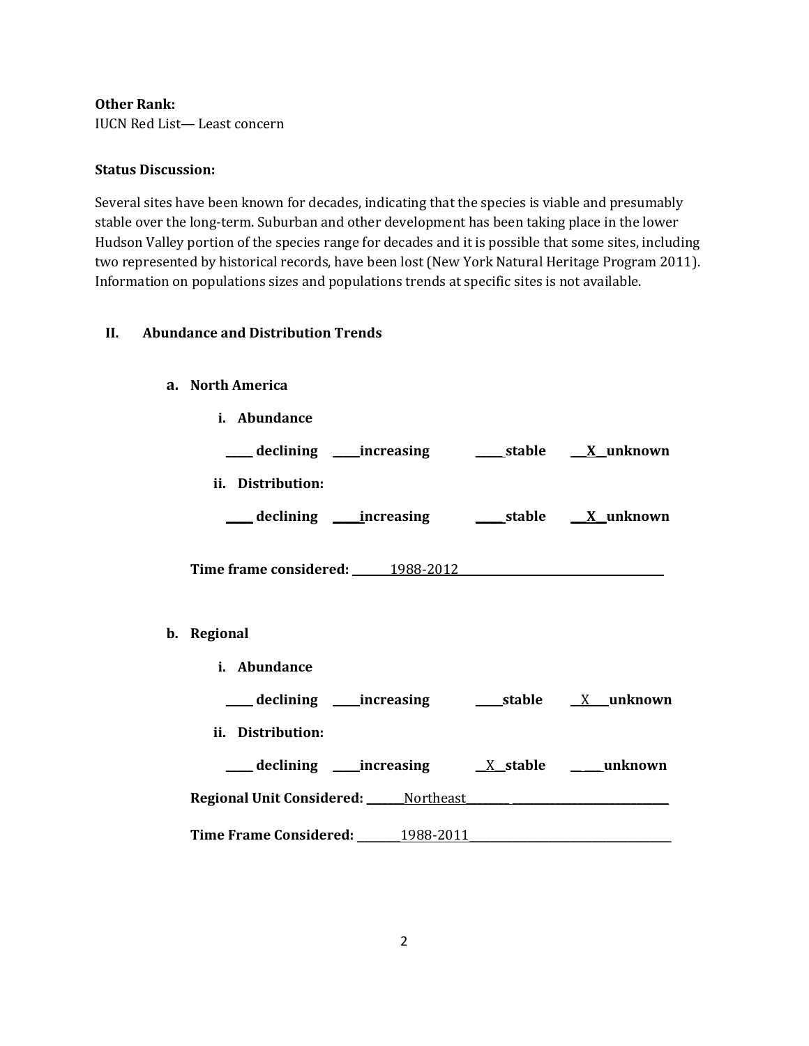**Other Rank:**
IUCN Red List— Least concern

**Status Discussion:**

Several sites have been known for decades, indicating that the species is viable and presumably stable over the long-term. Suburban and other development has been taking place in the lower Hudson Valley portion of the species range for decades and it is possible that some sites, including two represented by historical records, have been lost (New York Natural Heritage Program 2011). Information on populations sizes and populations trends at specific sites is not available.

## II. Abundance and Distribution Trends

### a. North America

**i. Abundance**

**_____ declining _____increasing _____stable \_\_X\_\_unknown**

**ii. Distribution:**

**_____ declining _____increasing _____stable \_\_X\_\_unknown**

**Time frame considered:** ______1988-2012______________________________

### b. Regional

**i. Abundance**

**_____ declining _____increasing _____stable \_\_X\_\_\_unknown**

**ii. Distribution:**

**_____ declining _____increasing \_\_X\_\_stable \_\_ \_\_\_unknown**

**Regional Unit Considered:** ______Northeast________ ___________________________

**Time Frame Considered:** ________1988-2011__________________________________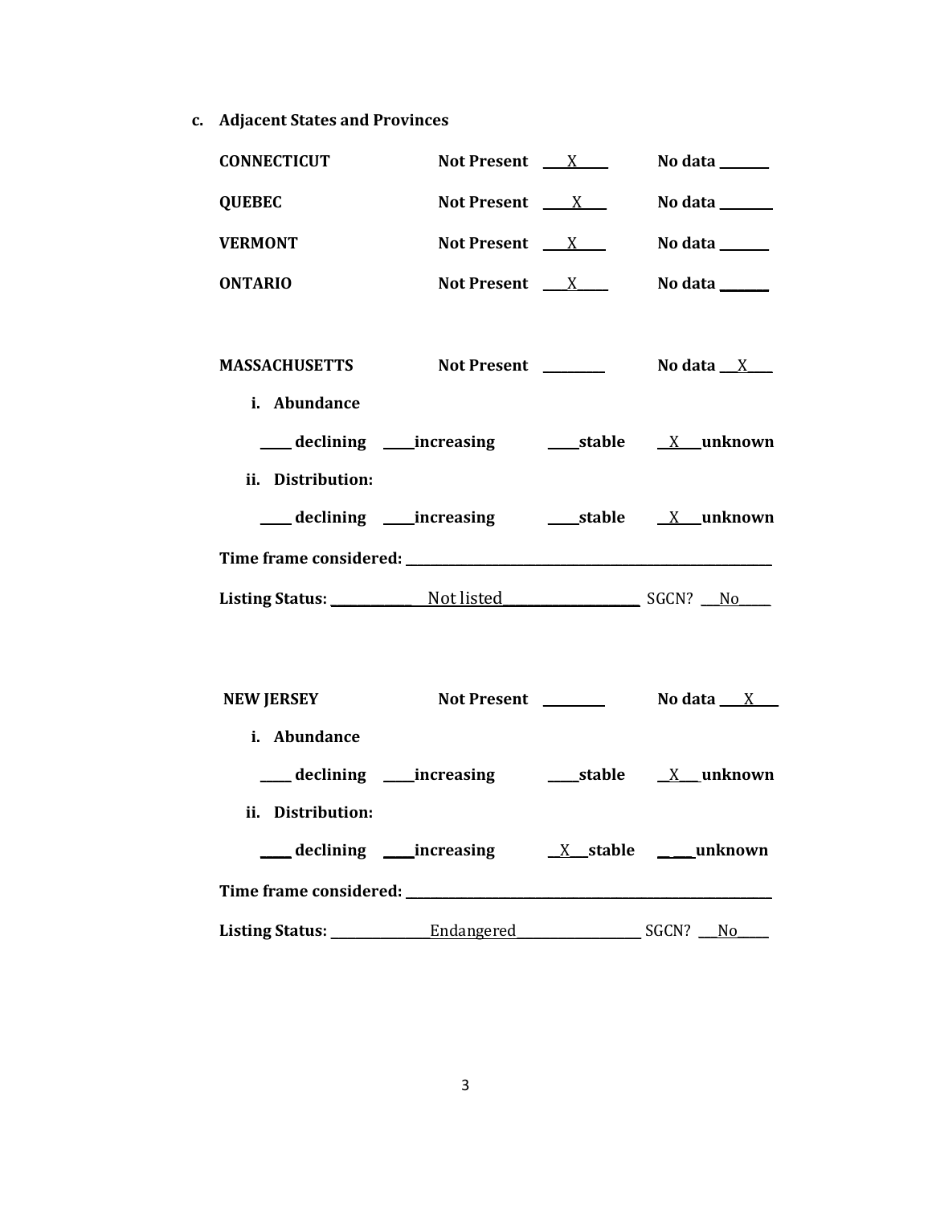**c. Adjacent States and Provinces**

**CONNECTICUT** **Not Present** ___X_____ **No data** _______

**QUEBEC** **Not Present** ____X____ **No data** _______

**VERMONT** **Not Present** ___X_____ **No data** _______

**ONTARIO** **Not Present** ___X_____ **No data** _______

**MASSACHUSETTS** **Not Present** ________ **No data** __X____

**i. Abundance**

____ **declining** ____**increasing** ____**stable** __X___**unknown**

**ii. Distribution:**

____ **declining** ____**increasing** ____**stable** __X___**unknown**

**Time frame considered:** ____________________________________________________

**Listing Status:** ____________ Not listed____________________ SGCN? ___No_____

**NEW JERSEY** **Not Present** ________ **No data** ___X____

**i. Abundance**

____ **declining** ____**increasing** ____**stable** __X___**unknown**

**ii. Distribution:**

____ **declining** ____**increasing** __X__**stable** __ ___**unknown**

**Time frame considered:** ____________________________________________________

**Listing Status:** ______________Endangered__________________ SGCN? ___No_____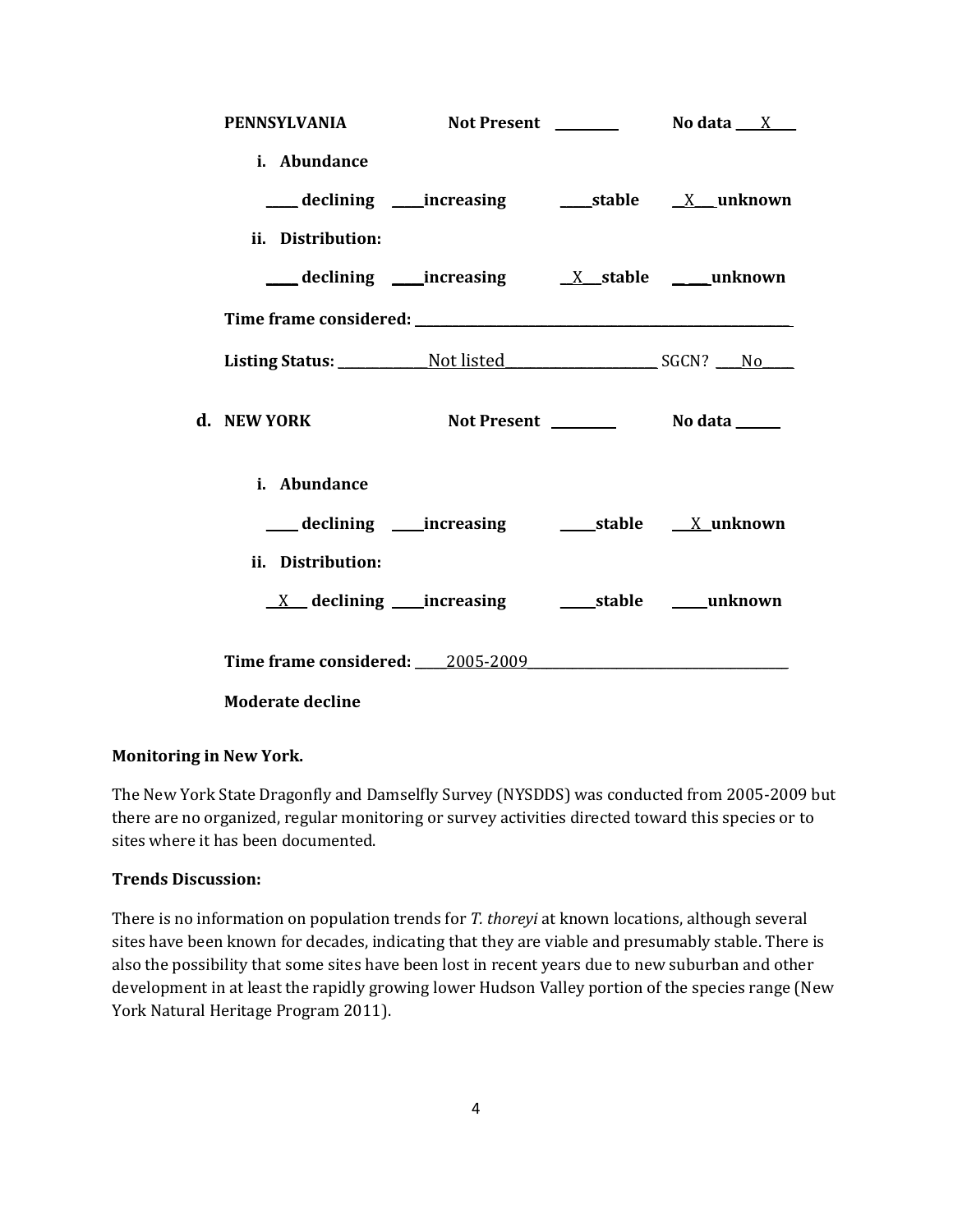**PENNSYLVANIA** **Not Present** ________ **No data** \_\_\_X\_\_\_\_

**i. Abundance**

\_\_\_\_ **declining** \_\_\_\_**increasing** \_\_\_\_**stable** \_\_X\_\_\_**unknown**

**ii. Distribution:**

\_\_\_\_ **declining** \_\_\_\_**increasing** \_\_X\_\_\_**stable** \_\_\_\_**unknown**

**Time frame considered:** ______________________________________________

**Listing Status:** \_\_\_\_\_\_\_\_\_\_\_\_Not listed\_\_\_\_\_\_\_\_\_\_\_\_\_\_\_\_\_\_\_\_ SGCN? \_\_\_\_No\_\_\_\_\_

**d. NEW YORK** **Not Present** ________ **No data** ______

**i. Abundance**

\_\_\_\_ **declining** \_\_\_\_**increasing** \_\_\_\_**stable** \_\_\_X\_**unknown**

**ii. Distribution:**

\_\_X\_\_\_ **declining** \_\_\_\_**increasing** \_\_\_\_**stable** \_\_\_\_**unknown**

**Time frame considered:** \_\_\_\_\_2005-2009\_\_\_\_\_\_\_\_\_\_\_\_\_\_\_\_\_\_\_\_\_\_\_\_\_\_\_\_\_\_\_\_\_\_\_\_

**Moderate decline**

**Monitoring in New York.**

The New York State Dragonfly and Damselfly Survey (NYSDDS) was conducted from 2005-2009 but there are no organized, regular monitoring or survey activities directed toward this species or to sites where it has been documented.

**Trends Discussion:**

There is no information on population trends for *T. thoreyi* at known locations, although several sites have been known for decades, indicating that they are viable and presumably stable. There is also the possibility that some sites have been lost in recent years due to new suburban and other development in at least the rapidly growing lower Hudson Valley portion of the species range (New York Natural Heritage Program 2011).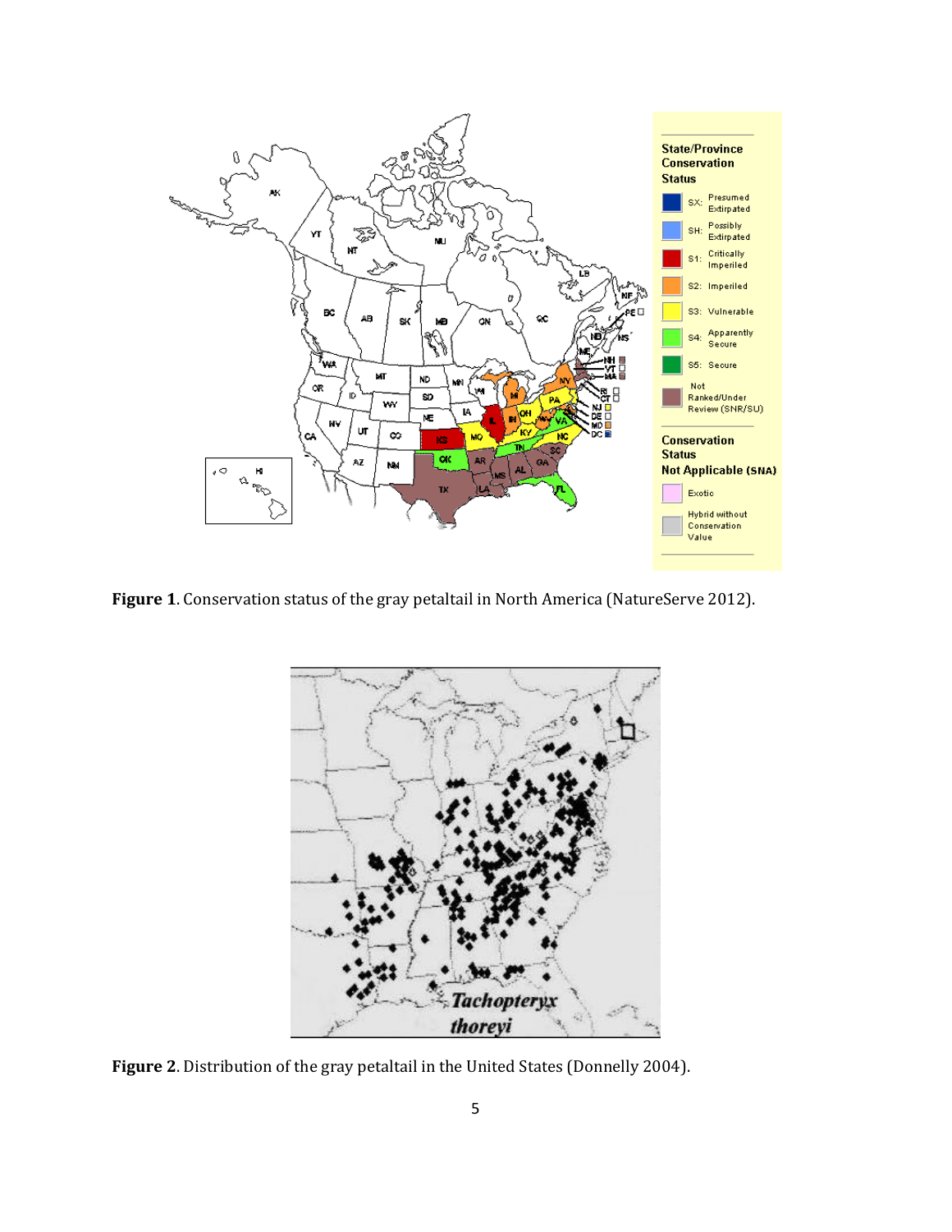**Figure 1**. Conservation status of the gray petaltail in North America (NatureServe 2012).

**Figure 2**. Distribution of the gray petaltail in the United States (Donnelly 2004).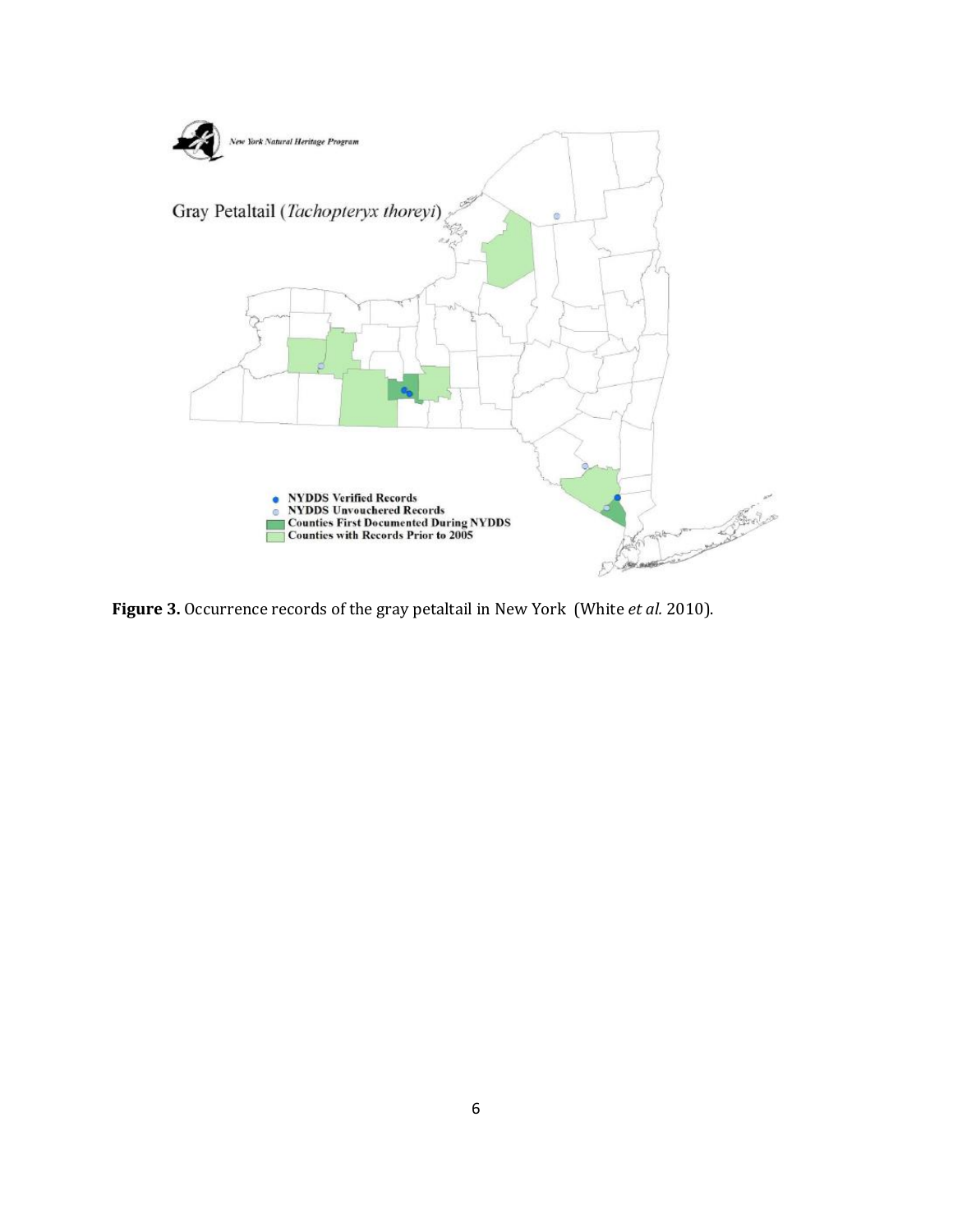**Figure 3.** Occurrence records of the gray petaltail in New York (White *et al.* 2010).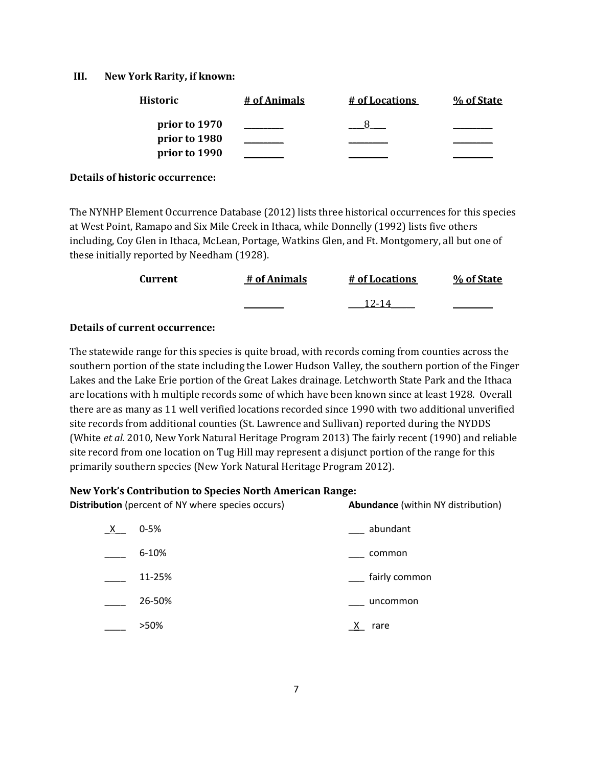### III. New York Rarity, if known:

| Historic | # of Animals | # of Locations | % of State |
|---|---|---|---|
| prior to 1970 | _______ | 8 | _______ |
| prior to 1980 | _______ | _______ | _______ |
| prior to 1990 | _______ | _______ | _______ |

**Details of historic occurrence:**

The NYNHP Element Occurrence Database (2012) lists three historical occurrences for this species at West Point, Ramapo and Six Mile Creek in Ithaca, while Donnelly (1992) lists five others including, Coy Glen in Ithaca, McLean, Portage, Watkins Glen, and Ft. Montgomery, all but one of these initially reported by Needham (1928).

| Current | # of Animals | # of Locations | % of State |
|---|---|---|---|
| | _______ | 12-14 | _______ |

**Details of current occurrence:**

The statewide range for this species is quite broad, with records coming from counties across the southern portion of the state including the Lower Hudson Valley, the southern portion of the Finger Lakes and the Lake Erie portion of the Great Lakes drainage. Letchworth State Park and the Ithaca are locations with h multiple records some of which have been known since at least 1928. Overall there are as many as 11 well verified locations recorded since 1990 with two additional unverified site records from additional counties (St. Lawrence and Sullivan) reported during the NYDDS (White *et al.* 2010, New York Natural Heritage Program 2013) The fairly recent (1990) and reliable site record from one location on Tug Hill may represent a disjunct portion of the range for this primarily southern species (New York Natural Heritage Program 2012).

**New York's Contribution to Species North American Range:**

| **Distribution** (percent of NY where species occurs) | | **Abundance** (within NY distribution) | |
|---|---|---|---|
| X | 0-5% | ___ | abundant |
| ___ | 6-10% | ___ | common |
| ___ | 11-25% | ___ | fairly common |
| ___ | 26-50% | ___ | uncommon |
| ___ | >50% | X | rare |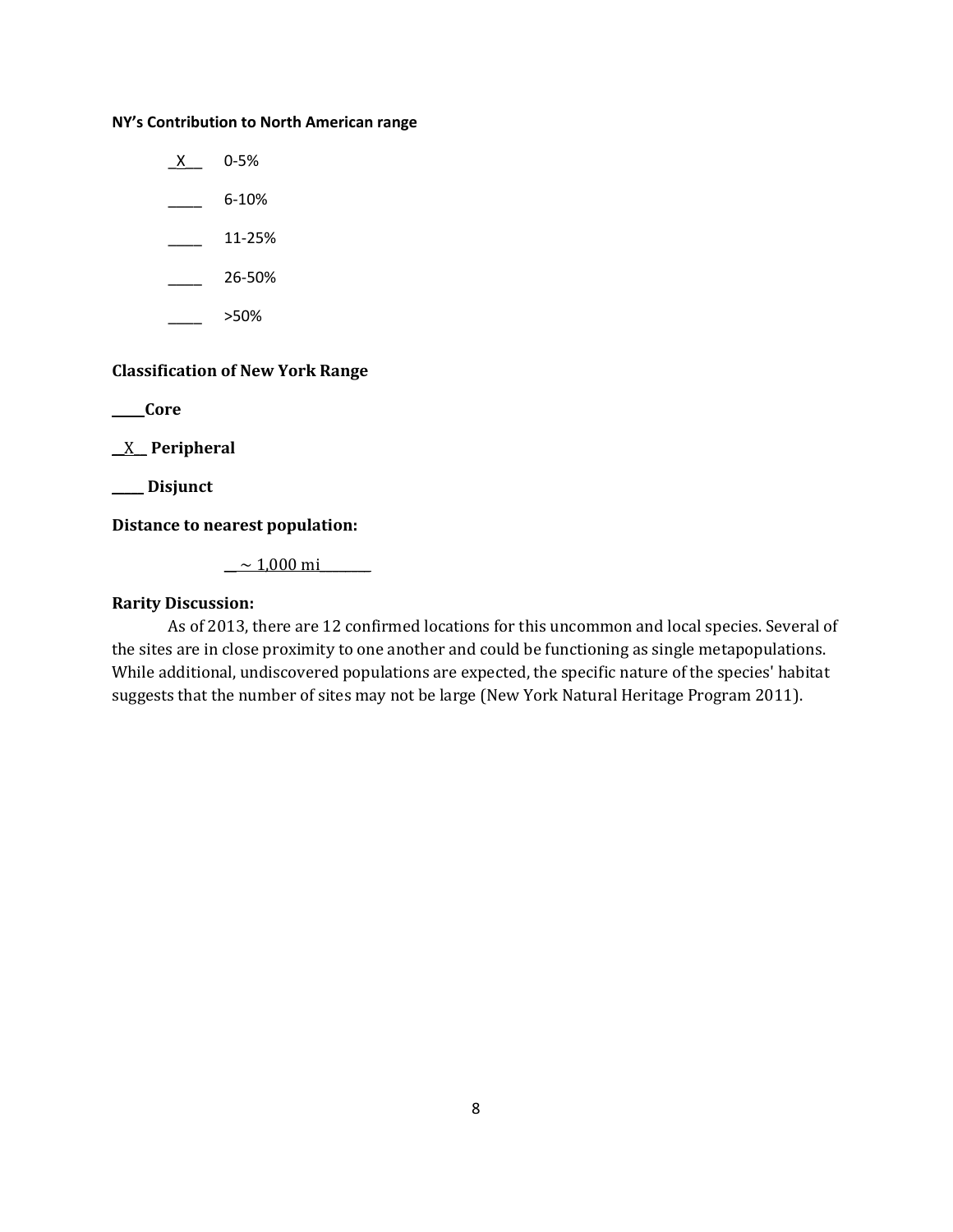**NY's Contribution to North American range**

_X__ 0-5%

____ 6-10%

____ 11-25%

____ 26-50%

____ >50%

**Classification of New York Range**

____ **Core**

__X__ **Peripheral**

____ **Disjunct**

**Distance to nearest population:**

__ ~ 1,000 mi________

**Rarity Discussion:**

As of 2013, there are 12 confirmed locations for this uncommon and local species. Several of the sites are in close proximity to one another and could be functioning as single metapopulations. While additional, undiscovered populations are expected, the specific nature of the species' habitat suggests that the number of sites may not be large (New York Natural Heritage Program 2011).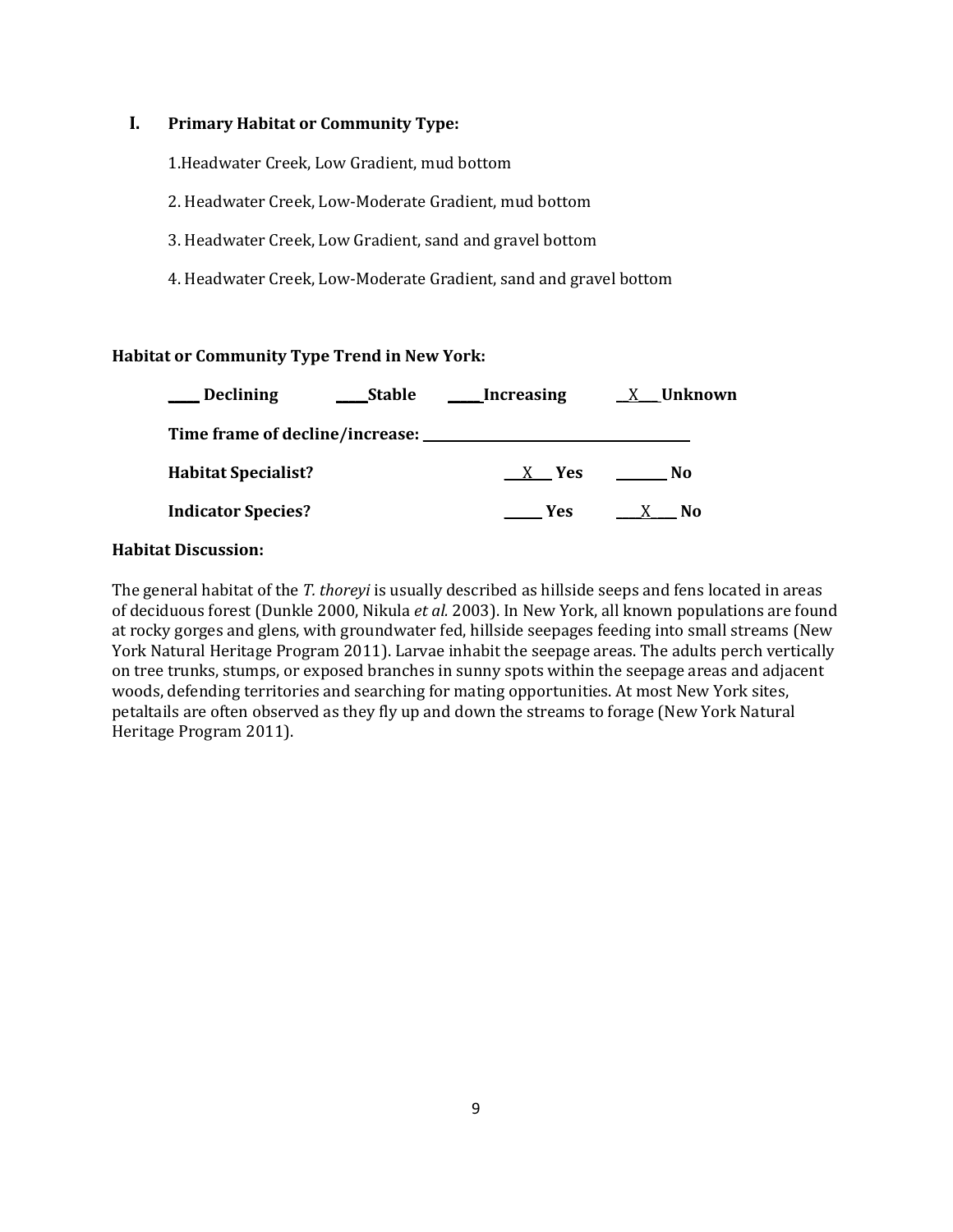## I. Primary Habitat or Community Type:

1. Headwater Creek, Low Gradient, mud bottom

2. Headwater Creek, Low-Moderate Gradient, mud bottom

3. Headwater Creek, Low Gradient, sand and gravel bottom

4. Headwater Creek, Low-Moderate Gradient, sand and gravel bottom

**Habitat or Community Type Trend in New York:**

**____ Declining** **____Stable** **_____Increasing** **__X___ Unknown**

**Time frame of decline/increase:** ____________________________________

**Habitat Specialist?** **___X___ Yes** **_______ No**

**Indicator Species?** **______ Yes** **___X___ No**

**Habitat Discussion:**

The general habitat of the *T. thoreyi* is usually described as hillside seeps and fens located in areas of deciduous forest (Dunkle 2000, Nikula *et al.* 2003). In New York, all known populations are found at rocky gorges and glens, with groundwater fed, hillside seepages feeding into small streams (New York Natural Heritage Program 2011). Larvae inhabit the seepage areas. The adults perch vertically on tree trunks, stumps, or exposed branches in sunny spots within the seepage areas and adjacent woods, defending territories and searching for mating opportunities. At most New York sites, petaltails are often observed as they fly up and down the streams to forage (New York Natural Heritage Program 2011).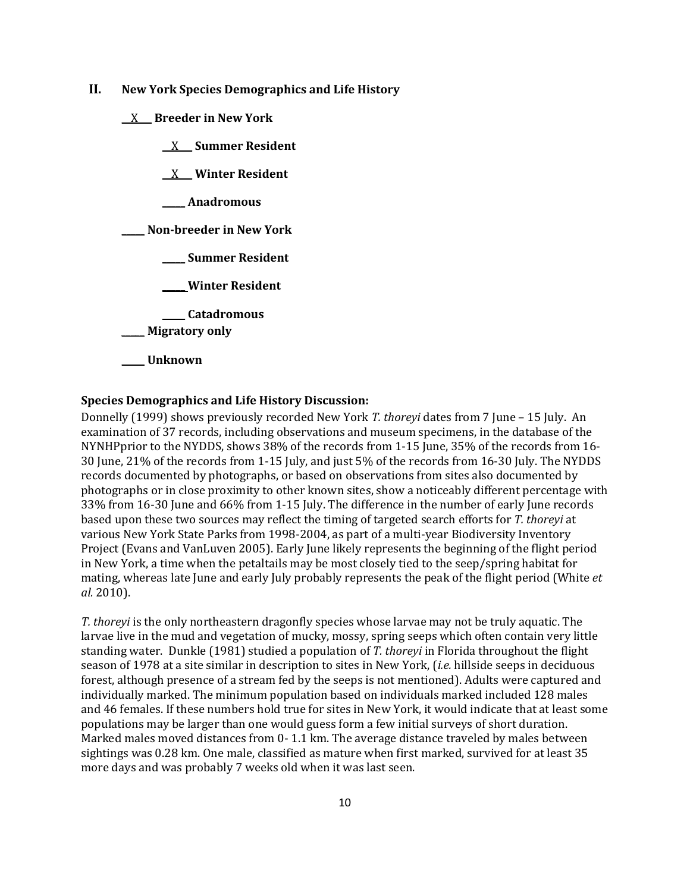## II. New York Species Demographics and Life History

__X__ **Breeder in New York**

  __X__ **Summer Resident**

  __X__ **Winter Resident**

  ____ **Anadromous**

____ **Non-breeder in New York**

  ____ **Summer Resident**

  ____ **Winter Resident**

  ____ **Catadromous**

____ **Migratory only**

____ **Unknown**

**Species Demographics and Life History Discussion:**

Donnelly (1999) shows previously recorded New York *T. thoreyi* dates from 7 June – 15 July. An examination of 37 records, including observations and museum specimens, in the database of the NYNHPprior to the NYDDS, shows 38% of the records from 1-15 June, 35% of the records from 16-30 June, 21% of the records from 1-15 July, and just 5% of the records from 16-30 July. The NYDDS records documented by photographs, or based on observations from sites also documented by photographs or in close proximity to other known sites, show a noticeably different percentage with 33% from 16-30 June and 66% from 1-15 July. The difference in the number of early June records based upon these two sources may reflect the timing of targeted search efforts for *T. thoreyi* at various New York State Parks from 1998-2004, as part of a multi-year Biodiversity Inventory Project (Evans and VanLuven 2005). Early June likely represents the beginning of the flight period in New York, a time when the petaltails may be most closely tied to the seep/spring habitat for mating, whereas late June and early July probably represents the peak of the flight period (White *et al.* 2010).

*T. thoreyi* is the only northeastern dragonfly species whose larvae may not be truly aquatic. The larvae live in the mud and vegetation of mucky, mossy, spring seeps which often contain very little standing water. Dunkle (1981) studied a population of *T. thoreyi* in Florida throughout the flight season of 1978 at a site similar in description to sites in New York, (*i.e.* hillside seeps in deciduous forest, although presence of a stream fed by the seeps is not mentioned). Adults were captured and individually marked. The minimum population based on individuals marked included 128 males and 46 females. If these numbers hold true for sites in New York, it would indicate that at least some populations may be larger than one would guess form a few initial surveys of short duration. Marked males moved distances from 0- 1.1 km. The average distance traveled by males between sightings was 0.28 km. One male, classified as mature when first marked, survived for at least 35 more days and was probably 7 weeks old when it was last seen.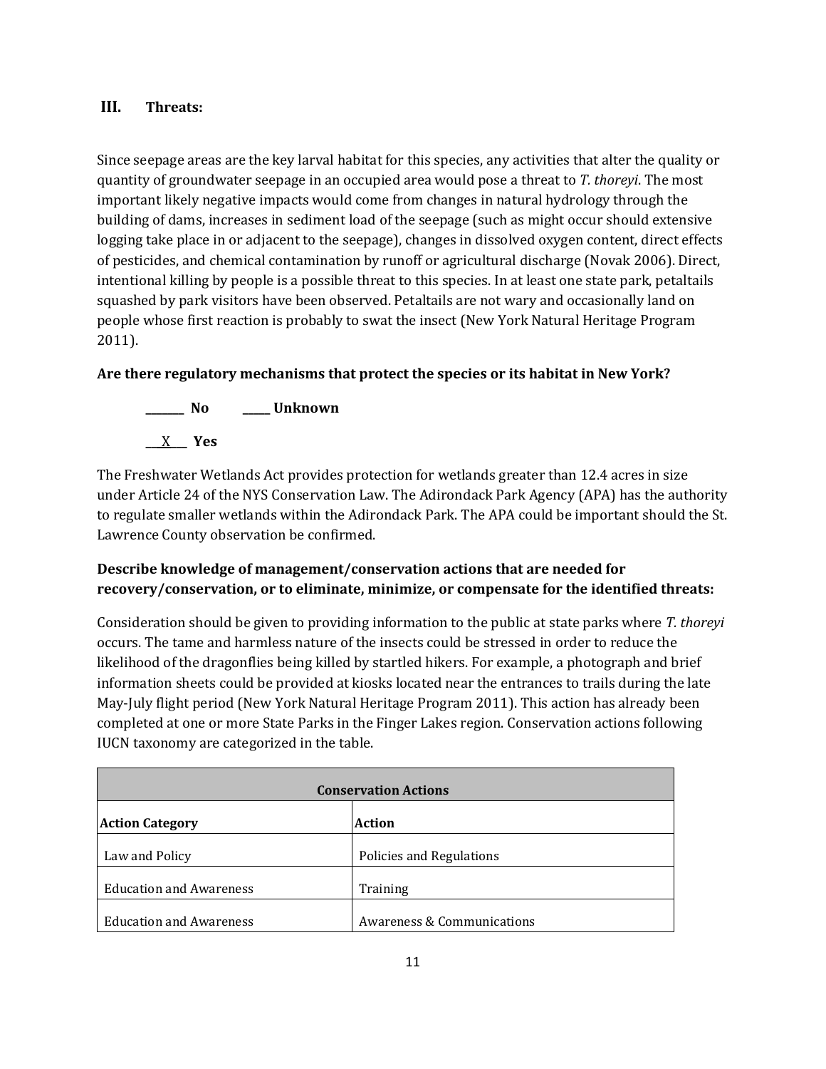## III. Threats:

Since seepage areas are the key larval habitat for this species, any activities that alter the quality or quantity of groundwater seepage in an occupied area would pose a threat to *T. thoreyi*. The most important likely negative impacts would come from changes in natural hydrology through the building of dams, increases in sediment load of the seepage (such as might occur should extensive logging take place in or adjacent to the seepage), changes in dissolved oxygen content, direct effects of pesticides, and chemical contamination by runoff or agricultural discharge (Novak 2006). Direct, intentional killing by people is a possible threat to this species. In at least one state park, petaltails squashed by park visitors have been observed. Petaltails are not wary and occasionally land on people whose first reaction is probably to swat the insect (New York Natural Heritage Program 2011).

**Are there regulatory mechanisms that protect the species or its habitat in New York?**

**_______ No _____ Unknown**

**__X___ Yes**

The Freshwater Wetlands Act provides protection for wetlands greater than 12.4 acres in size under Article 24 of the NYS Conservation Law. The Adirondack Park Agency (APA) has the authority to regulate smaller wetlands within the Adirondack Park. The APA could be important should the St. Lawrence County observation be confirmed.

**Describe knowledge of management/conservation actions that are needed for recovery/conservation, or to eliminate, minimize, or compensate for the identified threats:**

Consideration should be given to providing information to the public at state parks where *T. thoreyi* occurs. The tame and harmless nature of the insects could be stressed in order to reduce the likelihood of the dragonflies being killed by startled hikers. For example, a photograph and brief information sheets could be provided at kiosks located near the entrances to trails during the late May-July flight period (New York Natural Heritage Program 2011). This action has already been completed at one or more State Parks in the Finger Lakes region. Conservation actions following IUCN taxonomy are categorized in the table.

| Conservation Actions | |
|---|---|
| **Action Category** | **Action** |
| Law and Policy | Policies and Regulations |
| Education and Awareness | Training |
| Education and Awareness | Awareness & Communications |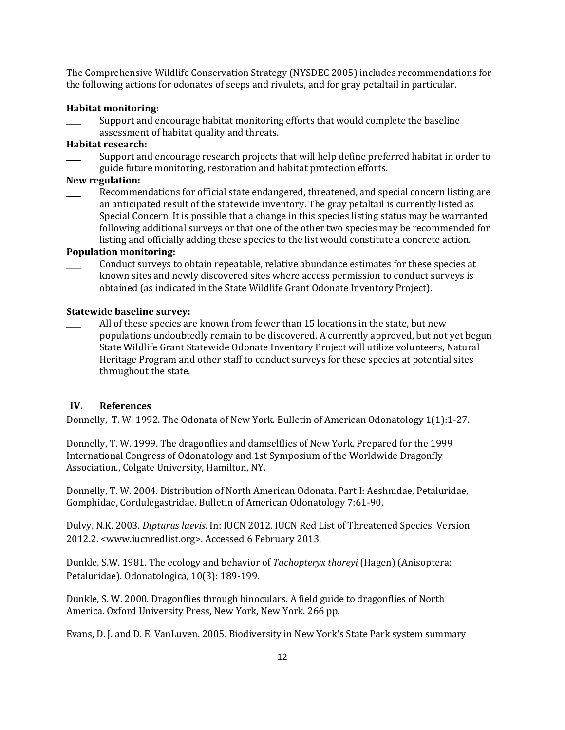The Comprehensive Wildlife Conservation Strategy (NYSDEC 2005) includes recommendations for the following actions for odonates of seeps and rivulets, and for gray petaltail in particular.

**Habitat monitoring:**

____ Support and encourage habitat monitoring efforts that would complete the baseline assessment of habitat quality and threats.

**Habitat research:**

____ Support and encourage research projects that will help define preferred habitat in order to guide future monitoring, restoration and habitat protection efforts.

**New regulation:**

____ Recommendations for official state endangered, threatened, and special concern listing are an anticipated result of the statewide inventory. The gray petaltail is currently listed as Special Concern. It is possible that a change in this species listing status may be warranted following additional surveys or that one of the other two species may be recommended for listing and officially adding these species to the list would constitute a concrete action.

**Population monitoring:**

____ Conduct surveys to obtain repeatable, relative abundance estimates for these species at known sites and newly discovered sites where access permission to conduct surveys is obtained (as indicated in the State Wildlife Grant Odonate Inventory Project).

**Statewide baseline survey:**

____ All of these species are known from fewer than 15 locations in the state, but new populations undoubtedly remain to be discovered. A currently approved, but not yet begun State Wildlife Grant Statewide Odonate Inventory Project will utilize volunteers, Natural Heritage Program and other staff to conduct surveys for these species at potential sites throughout the state.

## IV. References

Donnelly, T. W. 1992. The Odonata of New York. Bulletin of American Odonatology 1(1):1-27.

Donnelly, T. W. 1999. The dragonflies and damselflies of New York. Prepared for the 1999 International Congress of Odonatology and 1st Symposium of the Worldwide Dragonfly Association., Colgate University, Hamilton, NY.

Donnelly, T. W. 2004. Distribution of North American Odonata. Part I: Aeshnidae, Petaluridae, Gomphidae, Cordulegastridae. Bulletin of American Odonatology 7:61-90.

Dulvy, N.K. 2003. *Dipturus laevis*. In: IUCN 2012. IUCN Red List of Threatened Species. Version 2012.2. <www.iucnredlist.org>. Accessed 6 February 2013.

Dunkle, S.W. 1981. The ecology and behavior of *Tachopteryx thoreyi* (Hagen) (Anisoptera: Petaluridae). Odonatologica, 10(3): 189-199.

Dunkle, S. W. 2000. Dragonflies through binoculars. A field guide to dragonflies of North America. Oxford University Press, New York, New York. 266 pp.

Evans, D. J. and D. E. VanLuven. 2005. Biodiversity in New York's State Park system summary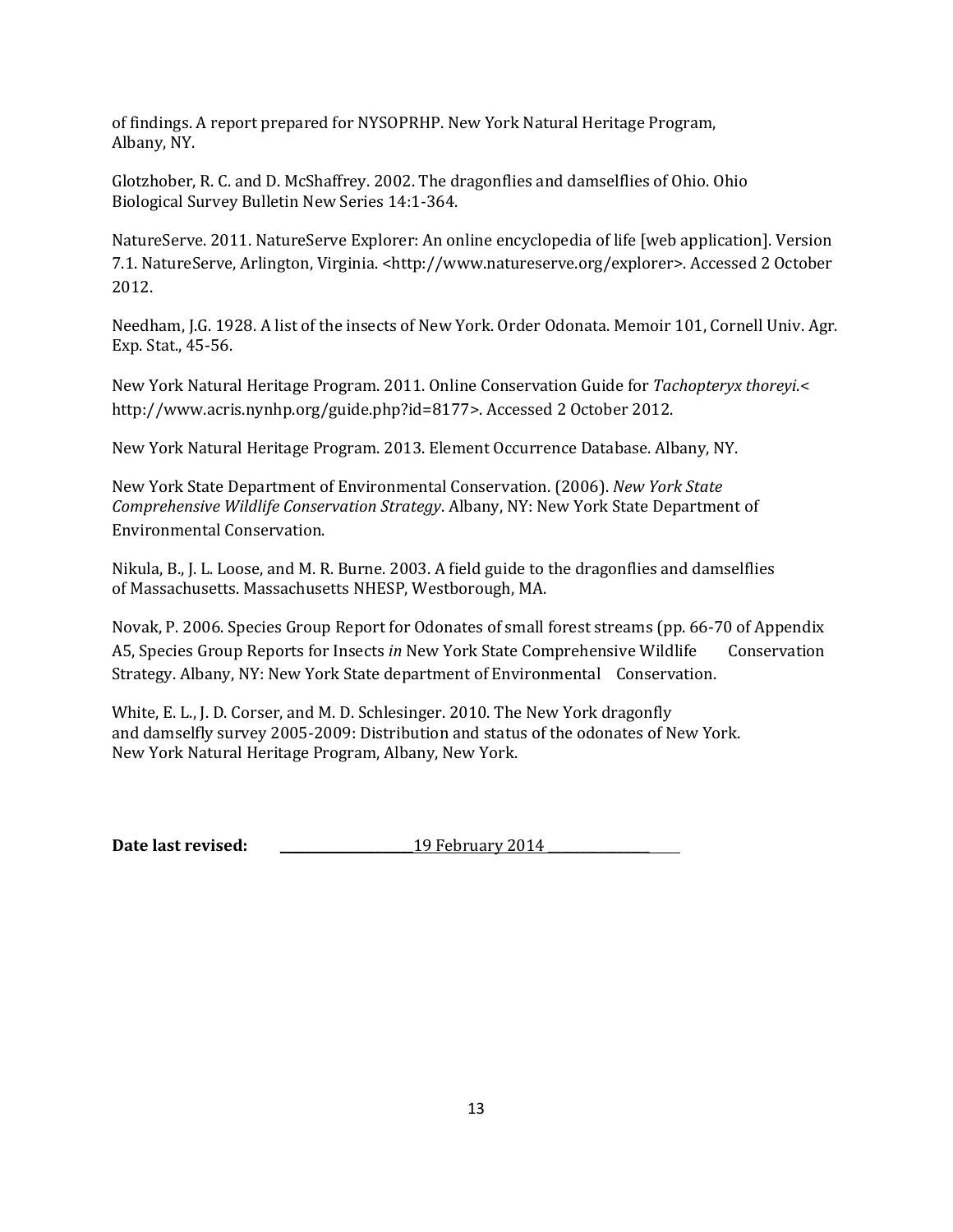of findings. A report prepared for NYSOPRHP. New York Natural Heritage Program, Albany, NY.

Glotzhober, R. C. and D. McShaffrey. 2002. The dragonflies and damselflies of Ohio. Ohio Biological Survey Bulletin New Series 14:1-364.

NatureServe. 2011. NatureServe Explorer: An online encyclopedia of life [web application]. Version 7.1. NatureServe, Arlington, Virginia. <http://www.natureserve.org/explorer>. Accessed 2 October 2012.

Needham, J.G. 1928. A list of the insects of New York. Order Odonata. Memoir 101, Cornell Univ. Agr. Exp. Stat., 45-56.

New York Natural Heritage Program. 2011. Online Conservation Guide for *Tachopteryx thoreyi*.< http://www.acris.nynhp.org/guide.php?id=8177>. Accessed 2 October 2012.

New York Natural Heritage Program. 2013. Element Occurrence Database. Albany, NY.

New York State Department of Environmental Conservation. (2006). *New York State Comprehensive Wildlife Conservation Strategy*. Albany, NY: New York State Department of Environmental Conservation.

Nikula, B., J. L. Loose, and M. R. Burne. 2003. A field guide to the dragonflies and damselflies of Massachusetts. Massachusetts NHESP, Westborough, MA.

Novak, P. 2006. Species Group Report for Odonates of small forest streams (pp. 66-70 of Appendix A5, Species Group Reports for Insects *in* New York State Comprehensive Wildlife Conservation Strategy. Albany, NY: New York State department of Environmental Conservation.

White, E. L., J. D. Corser, and M. D. Schlesinger. 2010. The New York dragonfly and damselfly survey 2005-2009: Distribution and status of the odonates of New York. New York Natural Heritage Program, Albany, New York.

**Date last revised:** 19 February 2014